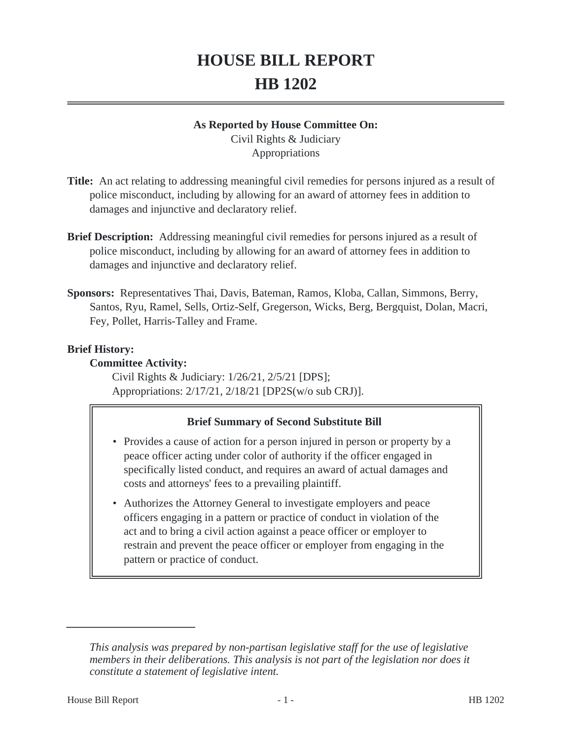# HOUSE BILL REPORT
# HB 1202

**As Reported by House Committee On:**
Civil Rights & Judiciary
Appropriations

**Title:** An act relating to addressing meaningful civil remedies for persons injured as a result of police misconduct, including by allowing for an award of attorney fees in addition to damages and injunctive and declaratory relief.

**Brief Description:** Addressing meaningful civil remedies for persons injured as a result of police misconduct, including by allowing for an award of attorney fees in addition to damages and injunctive and declaratory relief.

**Sponsors:** Representatives Thai, Davis, Bateman, Ramos, Kloba, Callan, Simmons, Berry, Santos, Ryu, Ramel, Sells, Ortiz-Self, Gregerson, Wicks, Berg, Bergquist, Dolan, Macri, Fey, Pollet, Harris-Talley and Frame.

**Brief History:**

**Committee Activity:**

Civil Rights & Judiciary: 1/26/21, 2/5/21 [DPS];
Appropriations: 2/17/21, 2/18/21 [DP2S(w/o sub CRJ)].

**Brief Summary of Second Substitute Bill**

- Provides a cause of action for a person injured in person or property by a peace officer acting under color of authority if the officer engaged in specifically listed conduct, and requires an award of actual damages and costs and attorneys' fees to a prevailing plaintiff.
- Authorizes the Attorney General to investigate employers and peace officers engaging in a pattern or practice of conduct in violation of the act and to bring a civil action against a peace officer or employer to restrain and prevent the peace officer or employer from engaging in the pattern or practice of conduct.

*This analysis was prepared by non-partisan legislative staff for the use of legislative members in their deliberations. This analysis is not part of the legislation nor does it constitute a statement of legislative intent.*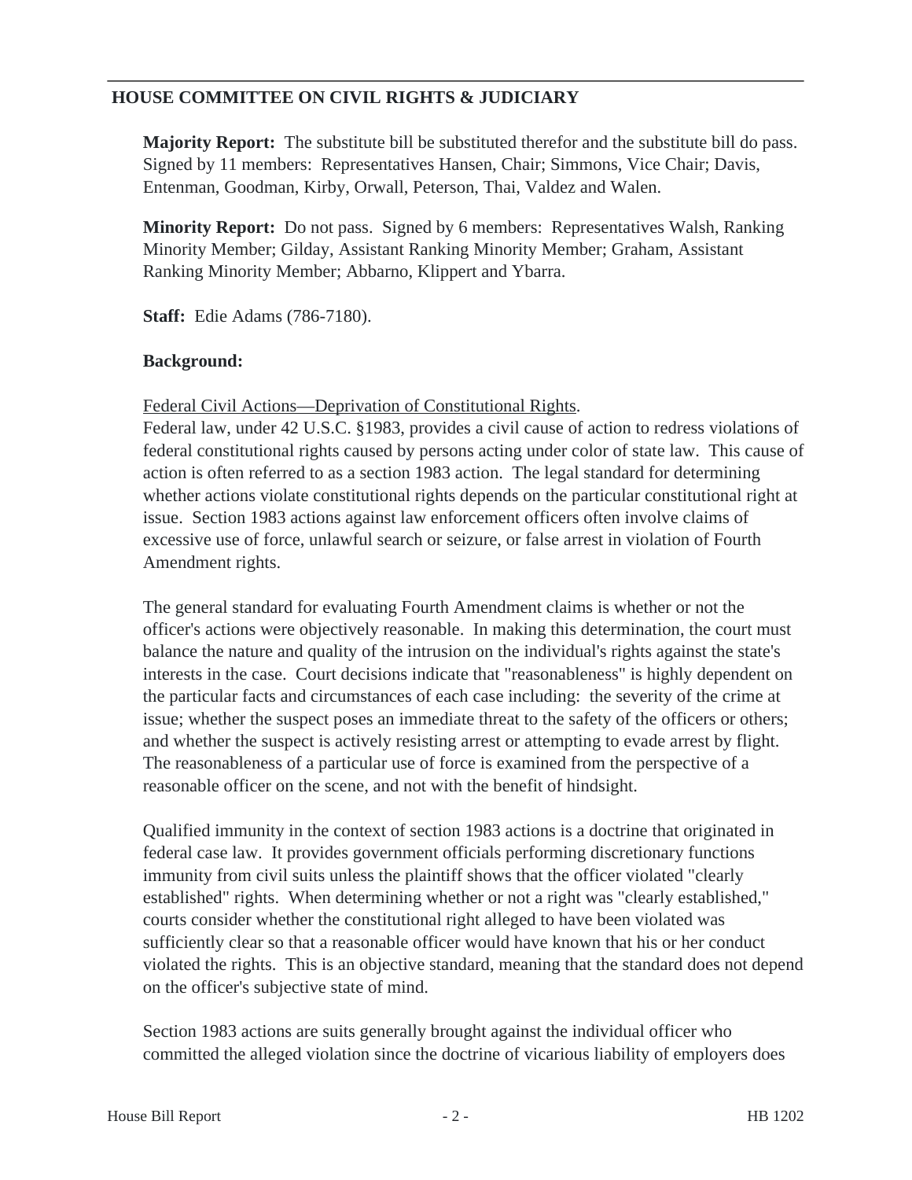## HOUSE COMMITTEE ON CIVIL RIGHTS & JUDICIARY

**Majority Report:** The substitute bill be substituted therefor and the substitute bill do pass. Signed by 11 members: Representatives Hansen, Chair; Simmons, Vice Chair; Davis, Entenman, Goodman, Kirby, Orwall, Peterson, Thai, Valdez and Walen.

**Minority Report:** Do not pass. Signed by 6 members: Representatives Walsh, Ranking Minority Member; Gilday, Assistant Ranking Minority Member; Graham, Assistant Ranking Minority Member; Abbarno, Klippert and Ybarra.

**Staff:** Edie Adams (786-7180).

**Background:**

Federal Civil Actions—Deprivation of Constitutional Rights.
Federal law, under 42 U.S.C. §1983, provides a civil cause of action to redress violations of federal constitutional rights caused by persons acting under color of state law. This cause of action is often referred to as a section 1983 action. The legal standard for determining whether actions violate constitutional rights depends on the particular constitutional right at issue. Section 1983 actions against law enforcement officers often involve claims of excessive use of force, unlawful search or seizure, or false arrest in violation of Fourth Amendment rights.

The general standard for evaluating Fourth Amendment claims is whether or not the officer's actions were objectively reasonable. In making this determination, the court must balance the nature and quality of the intrusion on the individual's rights against the state's interests in the case. Court decisions indicate that "reasonableness" is highly dependent on the particular facts and circumstances of each case including: the severity of the crime at issue; whether the suspect poses an immediate threat to the safety of the officers or others; and whether the suspect is actively resisting arrest or attempting to evade arrest by flight. The reasonableness of a particular use of force is examined from the perspective of a reasonable officer on the scene, and not with the benefit of hindsight.

Qualified immunity in the context of section 1983 actions is a doctrine that originated in federal case law. It provides government officials performing discretionary functions immunity from civil suits unless the plaintiff shows that the officer violated "clearly established" rights. When determining whether or not a right was "clearly established," courts consider whether the constitutional right alleged to have been violated was sufficiently clear so that a reasonable officer would have known that his or her conduct violated the rights. This is an objective standard, meaning that the standard does not depend on the officer's subjective state of mind.

Section 1983 actions are suits generally brought against the individual officer who committed the alleged violation since the doctrine of vicarious liability of employers does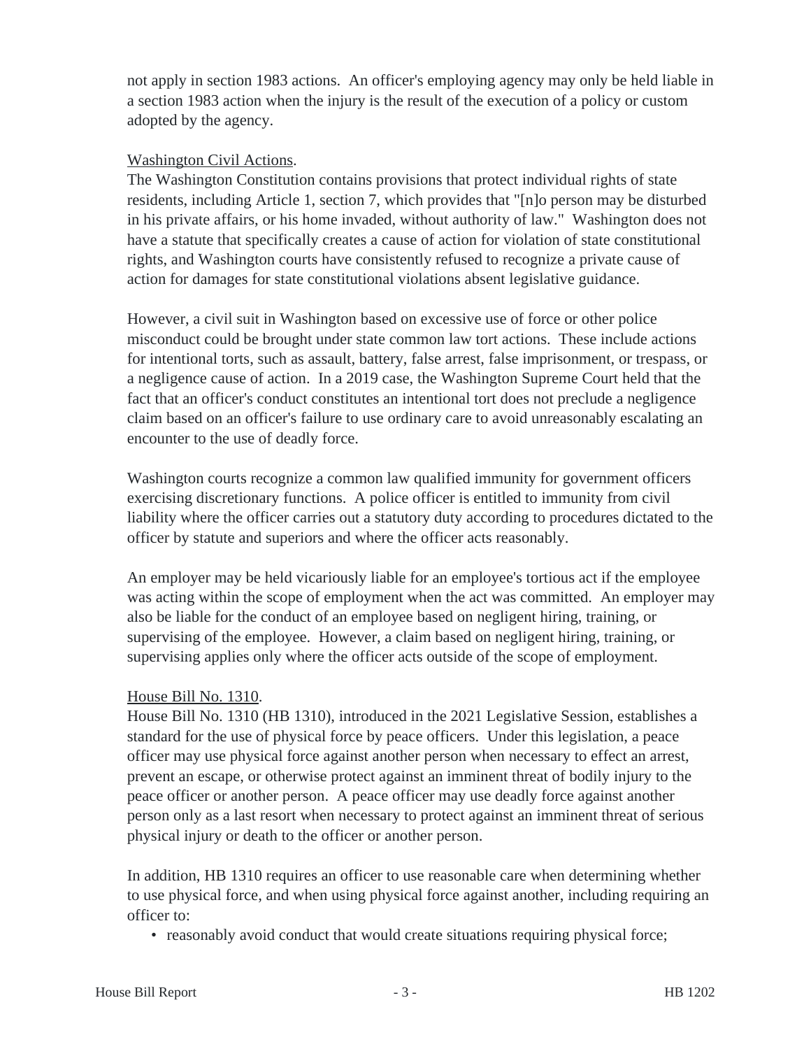not apply in section 1983 actions. An officer's employing agency may only be held liable in a section 1983 action when the injury is the result of the execution of a policy or custom adopted by the agency.

Washington Civil Actions.

The Washington Constitution contains provisions that protect individual rights of state residents, including Article 1, section 7, which provides that "[n]o person may be disturbed in his private affairs, or his home invaded, without authority of law." Washington does not have a statute that specifically creates a cause of action for violation of state constitutional rights, and Washington courts have consistently refused to recognize a private cause of action for damages for state constitutional violations absent legislative guidance.

However, a civil suit in Washington based on excessive use of force or other police misconduct could be brought under state common law tort actions. These include actions for intentional torts, such as assault, battery, false arrest, false imprisonment, or trespass, or a negligence cause of action. In a 2019 case, the Washington Supreme Court held that the fact that an officer's conduct constitutes an intentional tort does not preclude a negligence claim based on an officer's failure to use ordinary care to avoid unreasonably escalating an encounter to the use of deadly force.

Washington courts recognize a common law qualified immunity for government officers exercising discretionary functions. A police officer is entitled to immunity from civil liability where the officer carries out a statutory duty according to procedures dictated to the officer by statute and superiors and where the officer acts reasonably.

An employer may be held vicariously liable for an employee's tortious act if the employee was acting within the scope of employment when the act was committed. An employer may also be liable for the conduct of an employee based on negligent hiring, training, or supervising of the employee. However, a claim based on negligent hiring, training, or supervising applies only where the officer acts outside of the scope of employment.

House Bill No. 1310.

House Bill No. 1310 (HB 1310), introduced in the 2021 Legislative Session, establishes a standard for the use of physical force by peace officers. Under this legislation, a peace officer may use physical force against another person when necessary to effect an arrest, prevent an escape, or otherwise protect against an imminent threat of bodily injury to the peace officer or another person. A peace officer may use deadly force against another person only as a last resort when necessary to protect against an imminent threat of serious physical injury or death to the officer or another person.

In addition, HB 1310 requires an officer to use reasonable care when determining whether to use physical force, and when using physical force against another, including requiring an officer to:

- reasonably avoid conduct that would create situations requiring physical force;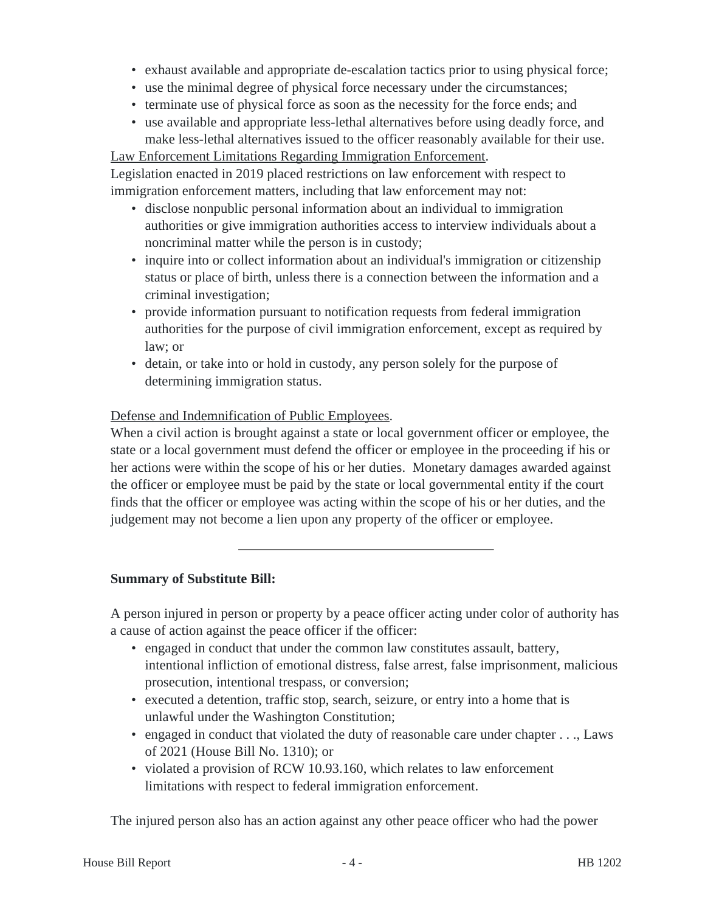- exhaust available and appropriate de-escalation tactics prior to using physical force;
- use the minimal degree of physical force necessary under the circumstances;
- terminate use of physical force as soon as the necessity for the force ends; and
- use available and appropriate less-lethal alternatives before using deadly force, and make less-lethal alternatives issued to the officer reasonably available for their use.

Law Enforcement Limitations Regarding Immigration Enforcement.
Legislation enacted in 2019 placed restrictions on law enforcement with respect to immigration enforcement matters, including that law enforcement may not:

- disclose nonpublic personal information about an individual to immigration authorities or give immigration authorities access to interview individuals about a noncriminal matter while the person is in custody;
- inquire into or collect information about an individual's immigration or citizenship status or place of birth, unless there is a connection between the information and a criminal investigation;
- provide information pursuant to notification requests from federal immigration authorities for the purpose of civil immigration enforcement, except as required by law; or
- detain, or take into or hold in custody, any person solely for the purpose of determining immigration status.

Defense and Indemnification of Public Employees.
When a civil action is brought against a state or local government officer or employee, the state or a local government must defend the officer or employee in the proceeding if his or her actions were within the scope of his or her duties. Monetary damages awarded against the officer or employee must be paid by the state or local governmental entity if the court finds that the officer or employee was acting within the scope of his or her duties, and the judgement may not become a lien upon any property of the officer or employee.

---

**Summary of Substitute Bill:**

A person injured in person or property by a peace officer acting under color of authority has a cause of action against the peace officer if the officer:

- engaged in conduct that under the common law constitutes assault, battery, intentional infliction of emotional distress, false arrest, false imprisonment, malicious prosecution, intentional trespass, or conversion;
- executed a detention, traffic stop, search, seizure, or entry into a home that is unlawful under the Washington Constitution;
- engaged in conduct that violated the duty of reasonable care under chapter . . ., Laws of 2021 (House Bill No. 1310); or
- violated a provision of RCW 10.93.160, which relates to law enforcement limitations with respect to federal immigration enforcement.

The injured person also has an action against any other peace officer who had the power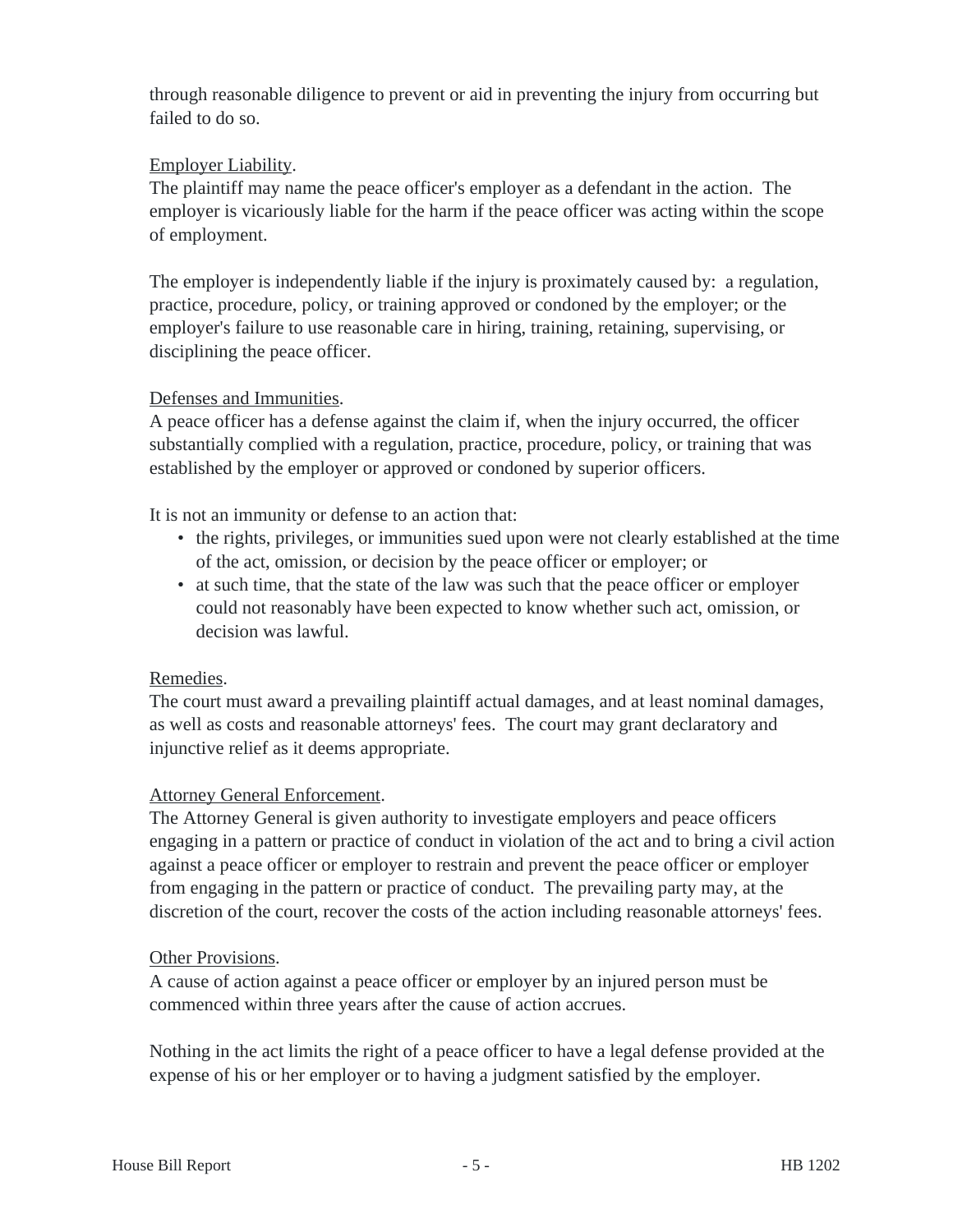through reasonable diligence to prevent or aid in preventing the injury from occurring but failed to do so.

Employer Liability.

The plaintiff may name the peace officer's employer as a defendant in the action. The employer is vicariously liable for the harm if the peace officer was acting within the scope of employment.

The employer is independently liable if the injury is proximately caused by: a regulation, practice, procedure, policy, or training approved or condoned by the employer; or the employer's failure to use reasonable care in hiring, training, retaining, supervising, or disciplining the peace officer.

Defenses and Immunities.

A peace officer has a defense against the claim if, when the injury occurred, the officer substantially complied with a regulation, practice, procedure, policy, or training that was established by the employer or approved or condoned by superior officers.

It is not an immunity or defense to an action that:

- the rights, privileges, or immunities sued upon were not clearly established at the time of the act, omission, or decision by the peace officer or employer; or
- at such time, that the state of the law was such that the peace officer or employer could not reasonably have been expected to know whether such act, omission, or decision was lawful.

Remedies.

The court must award a prevailing plaintiff actual damages, and at least nominal damages, as well as costs and reasonable attorneys' fees. The court may grant declaratory and injunctive relief as it deems appropriate.

Attorney General Enforcement.

The Attorney General is given authority to investigate employers and peace officers engaging in a pattern or practice of conduct in violation of the act and to bring a civil action against a peace officer or employer to restrain and prevent the peace officer or employer from engaging in the pattern or practice of conduct. The prevailing party may, at the discretion of the court, recover the costs of the action including reasonable attorneys' fees.

Other Provisions.

A cause of action against a peace officer or employer by an injured person must be commenced within three years after the cause of action accrues.

Nothing in the act limits the right of a peace officer to have a legal defense provided at the expense of his or her employer or to having a judgment satisfied by the employer.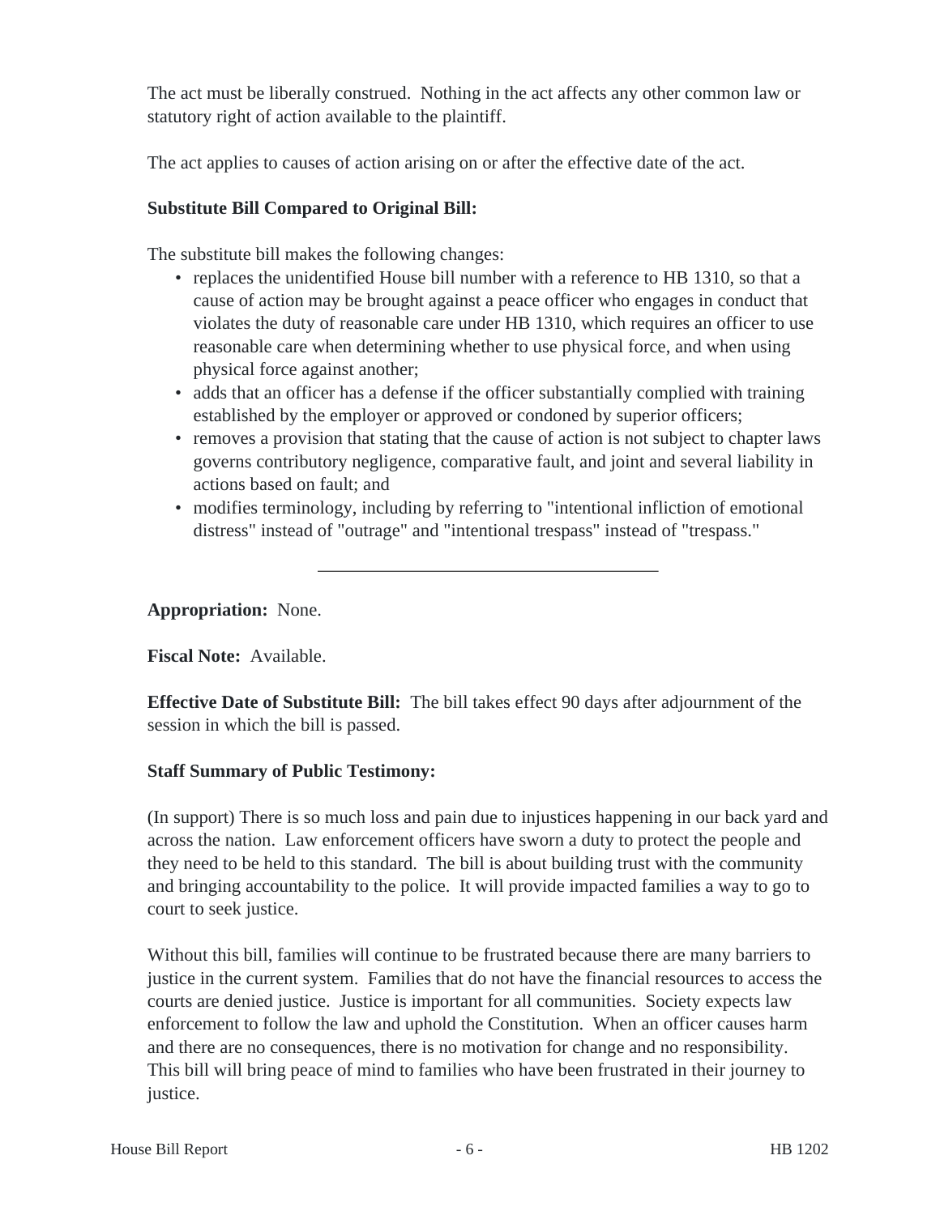The act must be liberally construed. Nothing in the act affects any other common law or statutory right of action available to the plaintiff.

The act applies to causes of action arising on or after the effective date of the act.

**Substitute Bill Compared to Original Bill:**

The substitute bill makes the following changes:

- replaces the unidentified House bill number with a reference to HB 1310, so that a cause of action may be brought against a peace officer who engages in conduct that violates the duty of reasonable care under HB 1310, which requires an officer to use reasonable care when determining whether to use physical force, and when using physical force against another;
- adds that an officer has a defense if the officer substantially complied with training established by the employer or approved or condoned by superior officers;
- removes a provision that stating that the cause of action is not subject to chapter laws governs contributory negligence, comparative fault, and joint and several liability in actions based on fault; and
- modifies terminology, including by referring to "intentional infliction of emotional distress" instead of "outrage" and "intentional trespass" instead of "trespass."

---

**Appropriation:** None.

**Fiscal Note:** Available.

**Effective Date of Substitute Bill:** The bill takes effect 90 days after adjournment of the session in which the bill is passed.

**Staff Summary of Public Testimony:**

(In support) There is so much loss and pain due to injustices happening in our back yard and across the nation. Law enforcement officers have sworn a duty to protect the people and they need to be held to this standard. The bill is about building trust with the community and bringing accountability to the police. It will provide impacted families a way to go to court to seek justice.

Without this bill, families will continue to be frustrated because there are many barriers to justice in the current system. Families that do not have the financial resources to access the courts are denied justice. Justice is important for all communities. Society expects law enforcement to follow the law and uphold the Constitution. When an officer causes harm and there are no consequences, there is no motivation for change and no responsibility. This bill will bring peace of mind to families who have been frustrated in their journey to justice.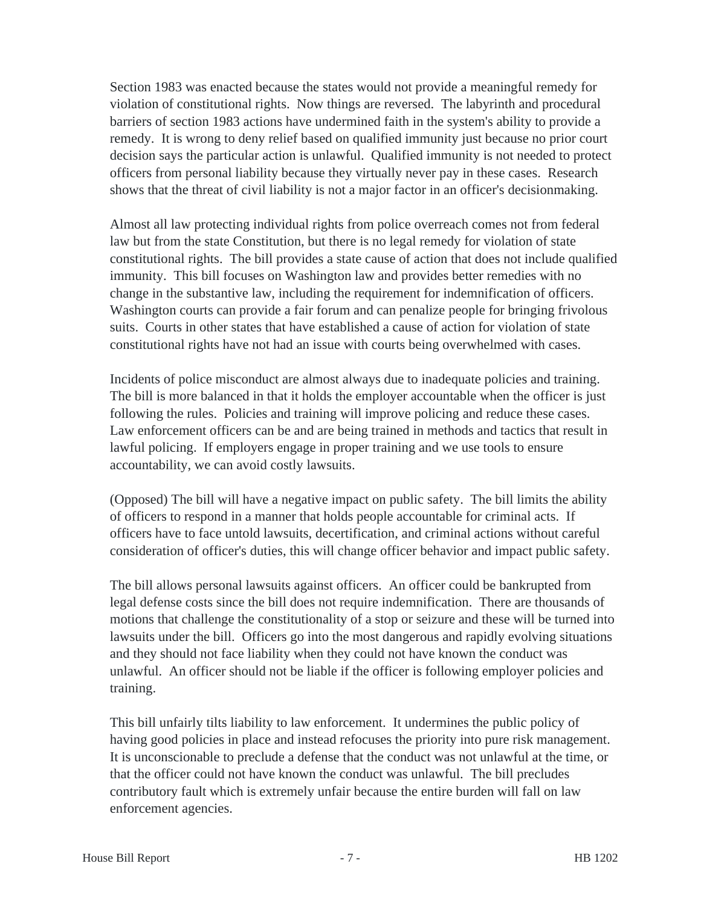Section 1983 was enacted because the states would not provide a meaningful remedy for violation of constitutional rights. Now things are reversed. The labyrinth and procedural barriers of section 1983 actions have undermined faith in the system's ability to provide a remedy. It is wrong to deny relief based on qualified immunity just because no prior court decision says the particular action is unlawful. Qualified immunity is not needed to protect officers from personal liability because they virtually never pay in these cases. Research shows that the threat of civil liability is not a major factor in an officer's decisionmaking.

Almost all law protecting individual rights from police overreach comes not from federal law but from the state Constitution, but there is no legal remedy for violation of state constitutional rights. The bill provides a state cause of action that does not include qualified immunity. This bill focuses on Washington law and provides better remedies with no change in the substantive law, including the requirement for indemnification of officers. Washington courts can provide a fair forum and can penalize people for bringing frivolous suits. Courts in other states that have established a cause of action for violation of state constitutional rights have not had an issue with courts being overwhelmed with cases.

Incidents of police misconduct are almost always due to inadequate policies and training. The bill is more balanced in that it holds the employer accountable when the officer is just following the rules. Policies and training will improve policing and reduce these cases. Law enforcement officers can be and are being trained in methods and tactics that result in lawful policing. If employers engage in proper training and we use tools to ensure accountability, we can avoid costly lawsuits.

(Opposed) The bill will have a negative impact on public safety. The bill limits the ability of officers to respond in a manner that holds people accountable for criminal acts. If officers have to face untold lawsuits, decertification, and criminal actions without careful consideration of officer's duties, this will change officer behavior and impact public safety.

The bill allows personal lawsuits against officers. An officer could be bankrupted from legal defense costs since the bill does not require indemnification. There are thousands of motions that challenge the constitutionality of a stop or seizure and these will be turned into lawsuits under the bill. Officers go into the most dangerous and rapidly evolving situations and they should not face liability when they could not have known the conduct was unlawful. An officer should not be liable if the officer is following employer policies and training.

This bill unfairly tilts liability to law enforcement. It undermines the public policy of having good policies in place and instead refocuses the priority into pure risk management. It is unconscionable to preclude a defense that the conduct was not unlawful at the time, or that the officer could not have known the conduct was unlawful. The bill precludes contributory fault which is extremely unfair because the entire burden will fall on law enforcement agencies.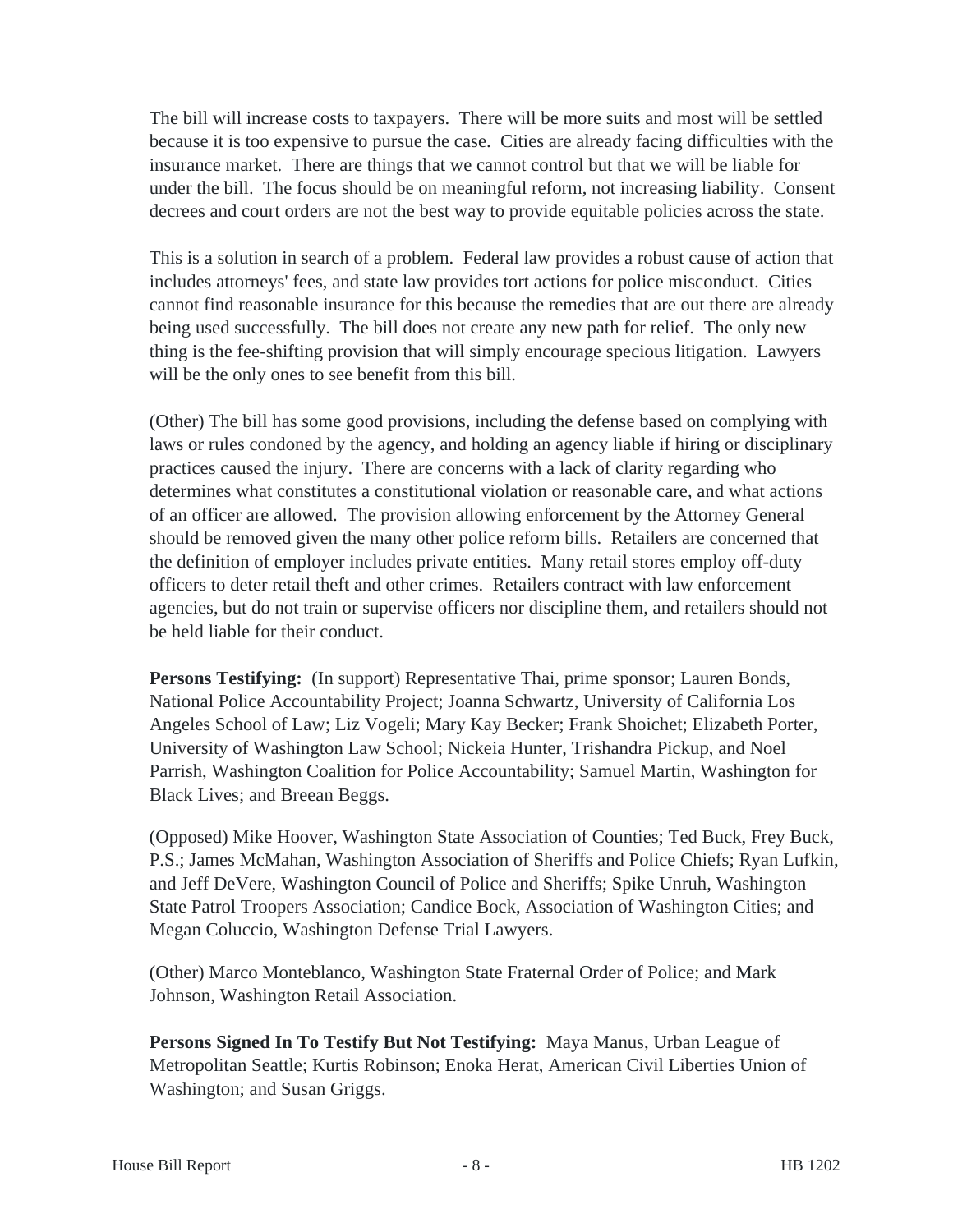The bill will increase costs to taxpayers. There will be more suits and most will be settled because it is too expensive to pursue the case. Cities are already facing difficulties with the insurance market. There are things that we cannot control but that we will be liable for under the bill. The focus should be on meaningful reform, not increasing liability. Consent decrees and court orders are not the best way to provide equitable policies across the state.

This is a solution in search of a problem. Federal law provides a robust cause of action that includes attorneys' fees, and state law provides tort actions for police misconduct. Cities cannot find reasonable insurance for this because the remedies that are out there are already being used successfully. The bill does not create any new path for relief. The only new thing is the fee-shifting provision that will simply encourage specious litigation. Lawyers will be the only ones to see benefit from this bill.

(Other) The bill has some good provisions, including the defense based on complying with laws or rules condoned by the agency, and holding an agency liable if hiring or disciplinary practices caused the injury. There are concerns with a lack of clarity regarding who determines what constitutes a constitutional violation or reasonable care, and what actions of an officer are allowed. The provision allowing enforcement by the Attorney General should be removed given the many other police reform bills. Retailers are concerned that the definition of employer includes private entities. Many retail stores employ off-duty officers to deter retail theft and other crimes. Retailers contract with law enforcement agencies, but do not train or supervise officers nor discipline them, and retailers should not be held liable for their conduct.

**Persons Testifying:** (In support) Representative Thai, prime sponsor; Lauren Bonds, National Police Accountability Project; Joanna Schwartz, University of California Los Angeles School of Law; Liz Vogeli; Mary Kay Becker; Frank Shoichet; Elizabeth Porter, University of Washington Law School; Nickeia Hunter, Trishandra Pickup, and Noel Parrish, Washington Coalition for Police Accountability; Samuel Martin, Washington for Black Lives; and Breean Beggs.

(Opposed) Mike Hoover, Washington State Association of Counties; Ted Buck, Frey Buck, P.S.; James McMahan, Washington Association of Sheriffs and Police Chiefs; Ryan Lufkin, and Jeff DeVere, Washington Council of Police and Sheriffs; Spike Unruh, Washington State Patrol Troopers Association; Candice Bock, Association of Washington Cities; and Megan Coluccio, Washington Defense Trial Lawyers.

(Other) Marco Monteblanco, Washington State Fraternal Order of Police; and Mark Johnson, Washington Retail Association.

**Persons Signed In To Testify But Not Testifying:** Maya Manus, Urban League of Metropolitan Seattle; Kurtis Robinson; Enoka Herat, American Civil Liberties Union of Washington; and Susan Griggs.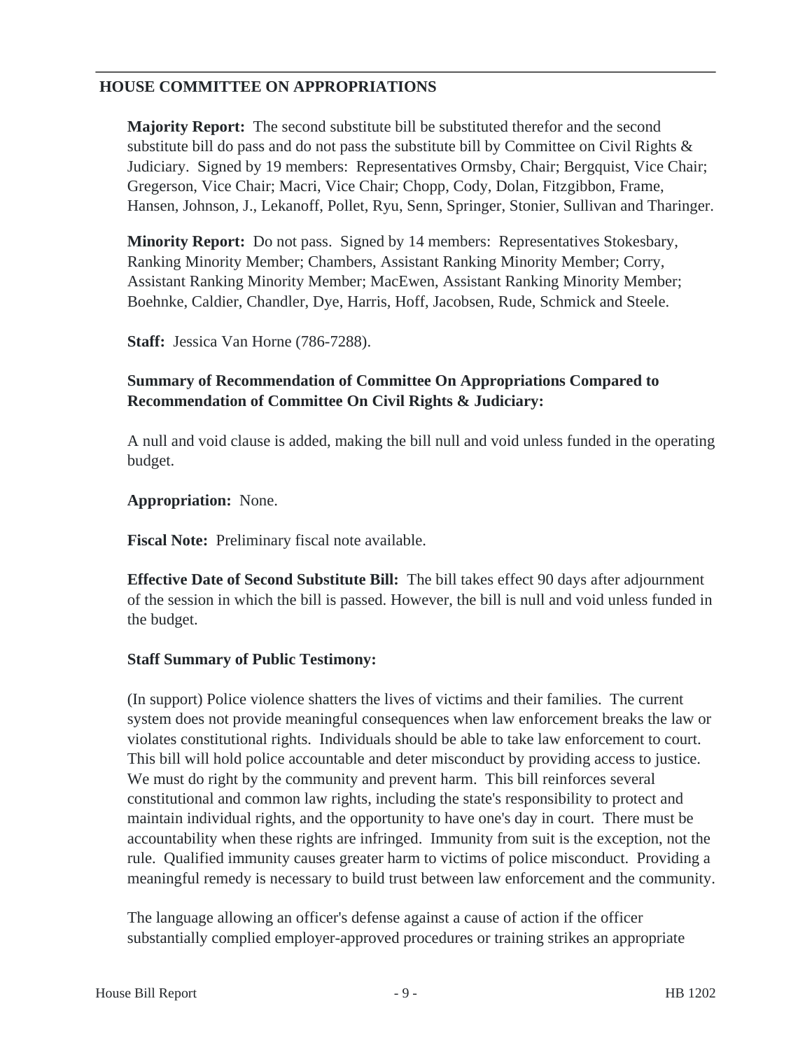## HOUSE COMMITTEE ON APPROPRIATIONS

**Majority Report:** The second substitute bill be substituted therefor and the second substitute bill do pass and do not pass the substitute bill by Committee on Civil Rights & Judiciary. Signed by 19 members: Representatives Ormsby, Chair; Bergquist, Vice Chair; Gregerson, Vice Chair; Macri, Vice Chair; Chopp, Cody, Dolan, Fitzgibbon, Frame, Hansen, Johnson, J., Lekanoff, Pollet, Ryu, Senn, Springer, Stonier, Sullivan and Tharinger.

**Minority Report:** Do not pass. Signed by 14 members: Representatives Stokesbary, Ranking Minority Member; Chambers, Assistant Ranking Minority Member; Corry, Assistant Ranking Minority Member; MacEwen, Assistant Ranking Minority Member; Boehnke, Caldier, Chandler, Dye, Harris, Hoff, Jacobsen, Rude, Schmick and Steele.

**Staff:** Jessica Van Horne (786-7288).

**Summary of Recommendation of Committee On Appropriations Compared to Recommendation of Committee On Civil Rights & Judiciary:**

A null and void clause is added, making the bill null and void unless funded in the operating budget.

**Appropriation:** None.

**Fiscal Note:** Preliminary fiscal note available.

**Effective Date of Second Substitute Bill:** The bill takes effect 90 days after adjournment of the session in which the bill is passed. However, the bill is null and void unless funded in the budget.

**Staff Summary of Public Testimony:**

(In support) Police violence shatters the lives of victims and their families. The current system does not provide meaningful consequences when law enforcement breaks the law or violates constitutional rights. Individuals should be able to take law enforcement to court. This bill will hold police accountable and deter misconduct by providing access to justice. We must do right by the community and prevent harm. This bill reinforces several constitutional and common law rights, including the state's responsibility to protect and maintain individual rights, and the opportunity to have one's day in court. There must be accountability when these rights are infringed. Immunity from suit is the exception, not the rule. Qualified immunity causes greater harm to victims of police misconduct. Providing a meaningful remedy is necessary to build trust between law enforcement and the community.

The language allowing an officer's defense against a cause of action if the officer substantially complied employer-approved procedures or training strikes an appropriate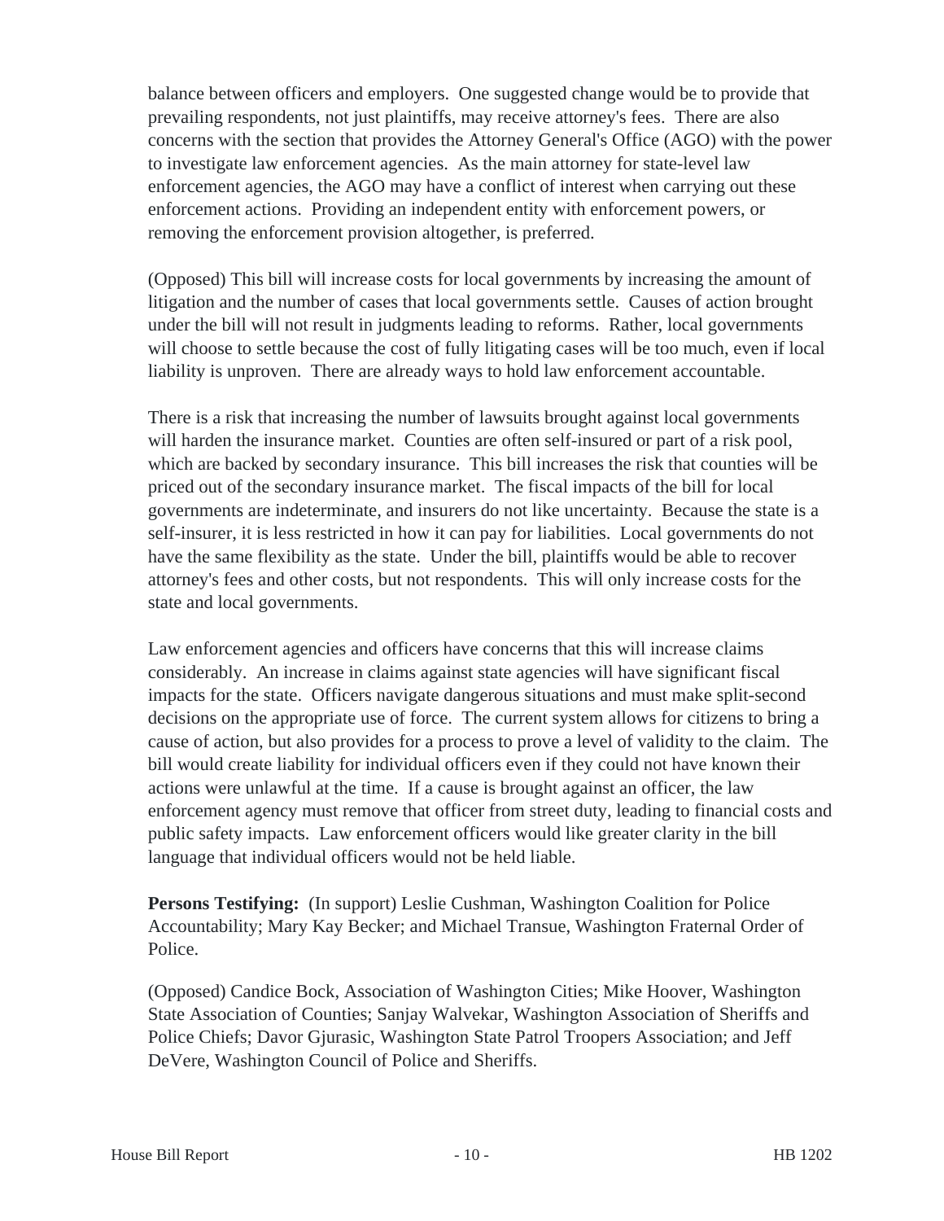balance between officers and employers. One suggested change would be to provide that prevailing respondents, not just plaintiffs, may receive attorney's fees. There are also concerns with the section that provides the Attorney General's Office (AGO) with the power to investigate law enforcement agencies. As the main attorney for state-level law enforcement agencies, the AGO may have a conflict of interest when carrying out these enforcement actions. Providing an independent entity with enforcement powers, or removing the enforcement provision altogether, is preferred.

(Opposed) This bill will increase costs for local governments by increasing the amount of litigation and the number of cases that local governments settle. Causes of action brought under the bill will not result in judgments leading to reforms. Rather, local governments will choose to settle because the cost of fully litigating cases will be too much, even if local liability is unproven. There are already ways to hold law enforcement accountable.

There is a risk that increasing the number of lawsuits brought against local governments will harden the insurance market. Counties are often self-insured or part of a risk pool, which are backed by secondary insurance. This bill increases the risk that counties will be priced out of the secondary insurance market. The fiscal impacts of the bill for local governments are indeterminate, and insurers do not like uncertainty. Because the state is a self-insurer, it is less restricted in how it can pay for liabilities. Local governments do not have the same flexibility as the state. Under the bill, plaintiffs would be able to recover attorney's fees and other costs, but not respondents. This will only increase costs for the state and local governments.

Law enforcement agencies and officers have concerns that this will increase claims considerably. An increase in claims against state agencies will have significant fiscal impacts for the state. Officers navigate dangerous situations and must make split-second decisions on the appropriate use of force. The current system allows for citizens to bring a cause of action, but also provides for a process to prove a level of validity to the claim. The bill would create liability for individual officers even if they could not have known their actions were unlawful at the time. If a cause is brought against an officer, the law enforcement agency must remove that officer from street duty, leading to financial costs and public safety impacts. Law enforcement officers would like greater clarity in the bill language that individual officers would not be held liable.

**Persons Testifying:** (In support) Leslie Cushman, Washington Coalition for Police Accountability; Mary Kay Becker; and Michael Transue, Washington Fraternal Order of Police.

(Opposed) Candice Bock, Association of Washington Cities; Mike Hoover, Washington State Association of Counties; Sanjay Walvekar, Washington Association of Sheriffs and Police Chiefs; Davor Gjurasic, Washington State Patrol Troopers Association; and Jeff DeVere, Washington Council of Police and Sheriffs.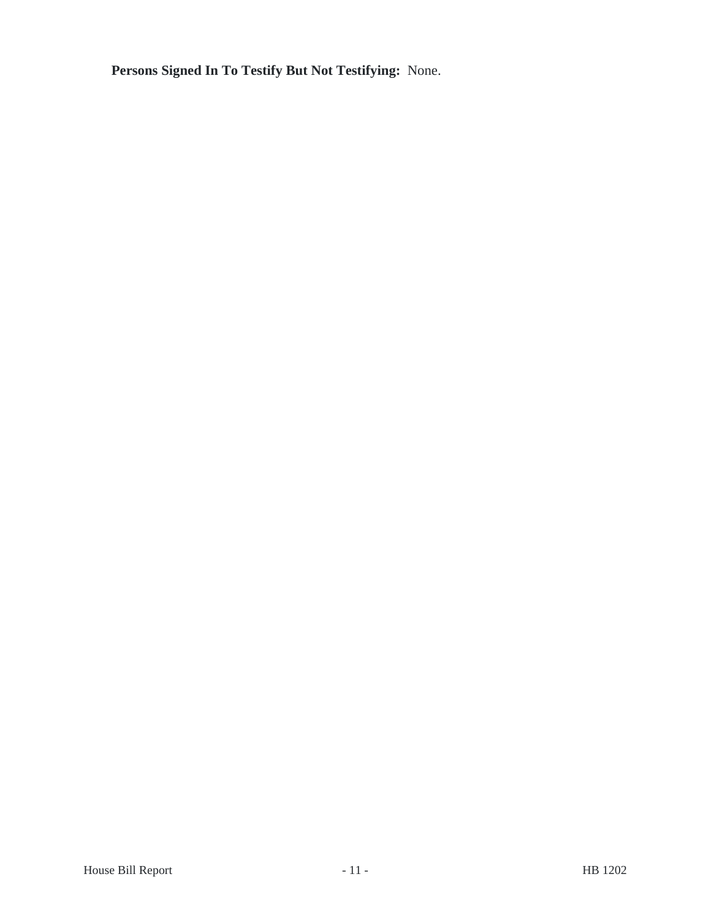**Persons Signed In To Testify But Not Testifying:** None.